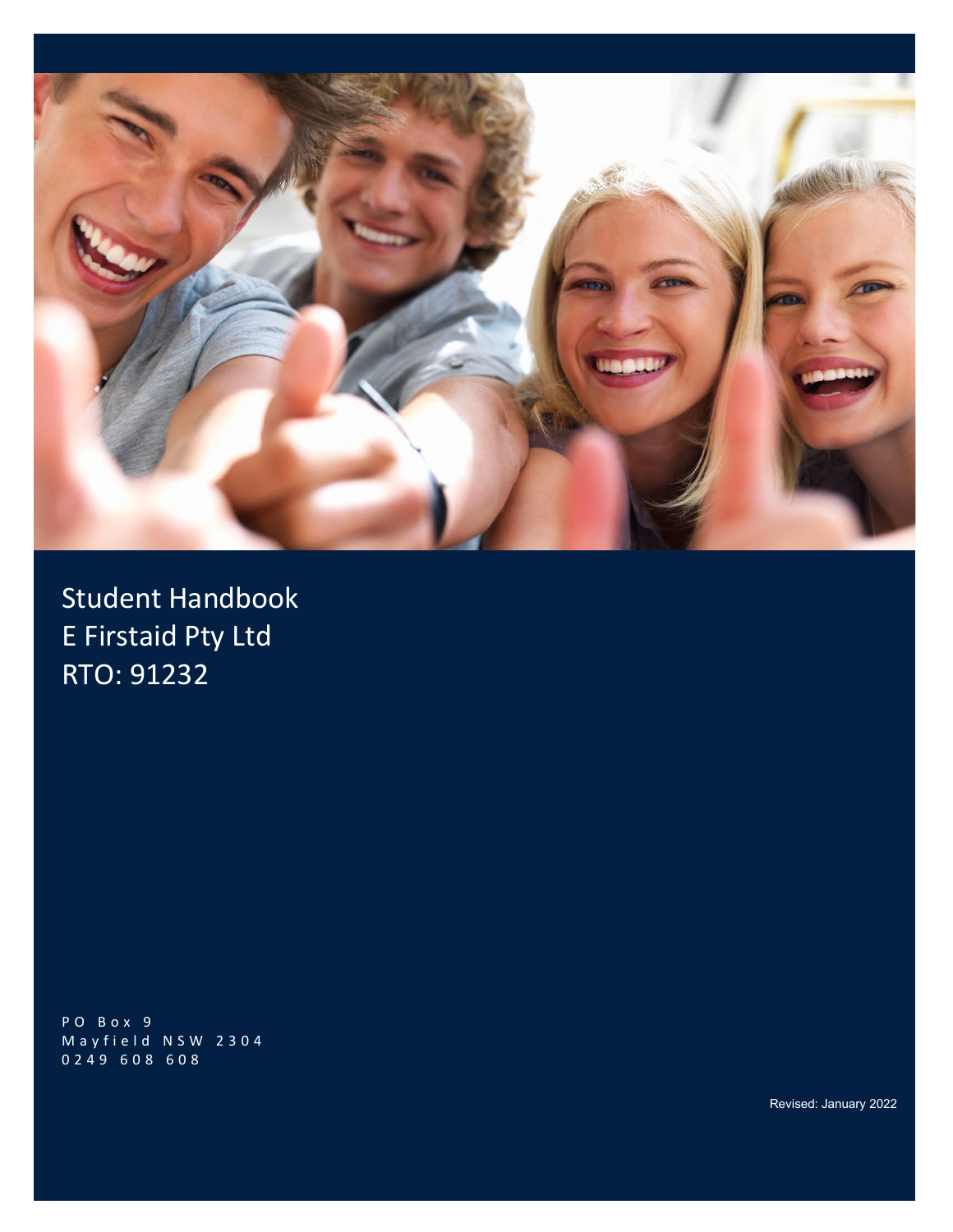# Student Handbook
# E Firstaid Pty Ltd
# RTO: 91232

PO Box 9
Mayfield NSW 2304
0249 608 608

Revised: January 2022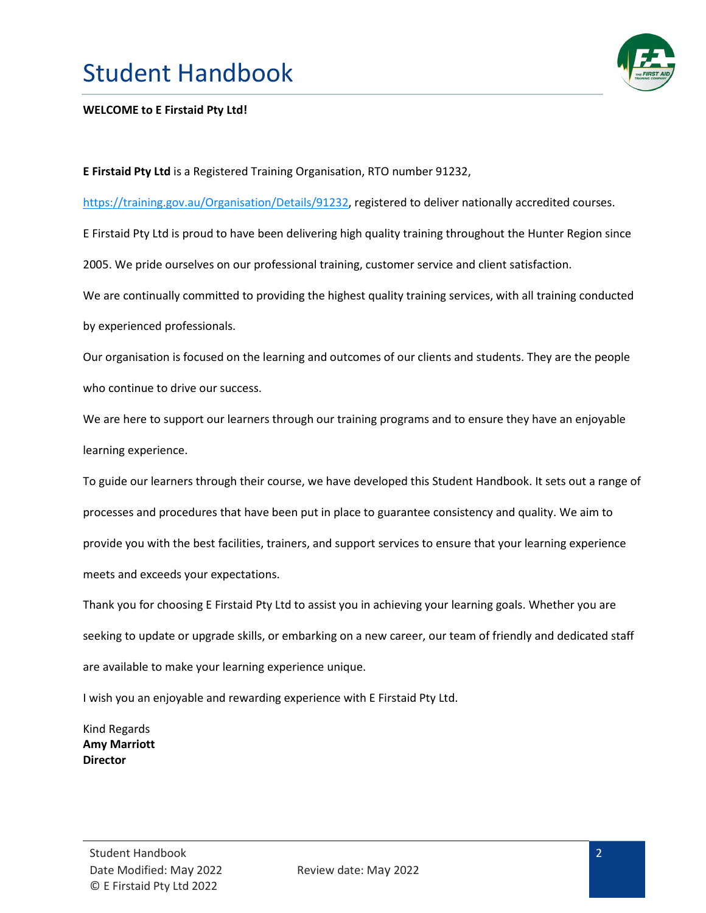# Student Handbook

**WELCOME to E Firstaid Pty Ltd!**

**E Firstaid Pty Ltd** is a Registered Training Organisation, RTO number 91232,

https://training.gov.au/Organisation/Details/91232, registered to deliver nationally accredited courses.

E Firstaid Pty Ltd is proud to have been delivering high quality training throughout the Hunter Region since 2005. We pride ourselves on our professional training, customer service and client satisfaction.

We are continually committed to providing the highest quality training services, with all training conducted by experienced professionals.

Our organisation is focused on the learning and outcomes of our clients and students. They are the people who continue to drive our success.

We are here to support our learners through our training programs and to ensure they have an enjoyable learning experience.

To guide our learners through their course, we have developed this Student Handbook. It sets out a range of processes and procedures that have been put in place to guarantee consistency and quality. We aim to provide you with the best facilities, trainers, and support services to ensure that your learning experience meets and exceeds your expectations.

Thank you for choosing E Firstaid Pty Ltd to assist you in achieving your learning goals. Whether you are seeking to update or upgrade skills, or embarking on a new career, our team of friendly and dedicated staff are available to make your learning experience unique.

I wish you an enjoyable and rewarding experience with E Firstaid Pty Ltd.

Kind Regards
**Amy Marriott**
**Director**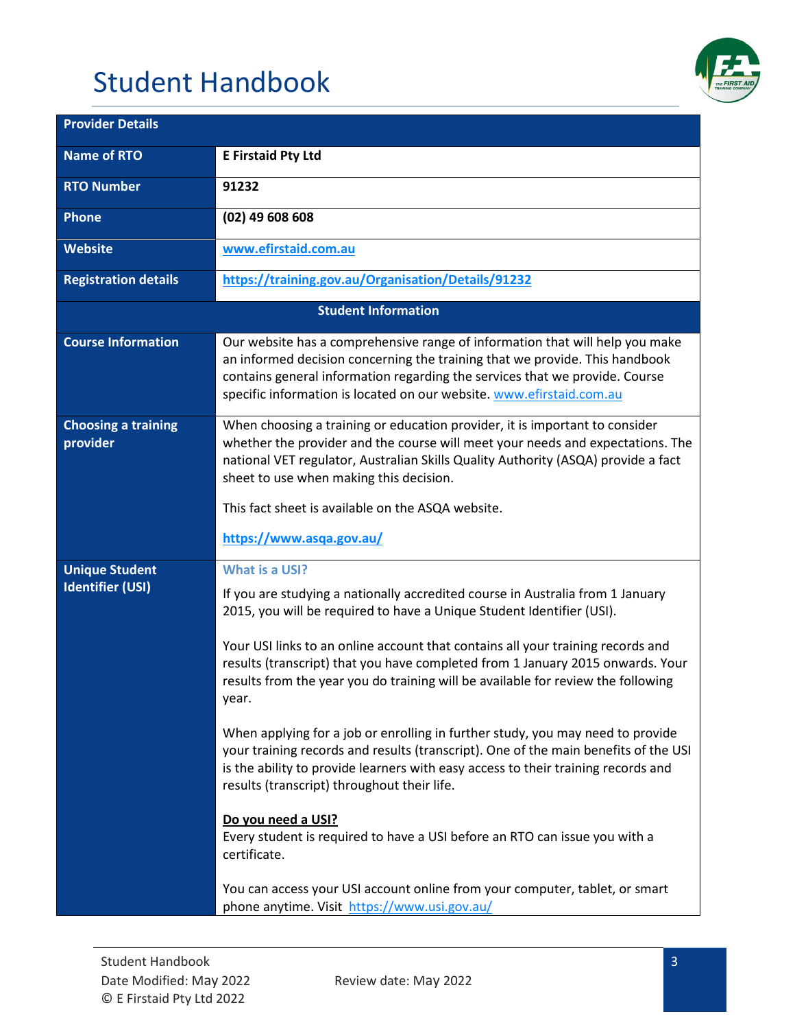# Student Handbook

| Provider Details | |
|---|---|
| **Name of RTO** | **E Firstaid Pty Ltd** |
| **RTO Number** | **91232** |
| **Phone** | **(02) 49 608 608** |
| **Website** | **www.efirstaid.com.au** |
| **Registration details** | **https://training.gov.au/Organisation/Details/91232** |
| **Student Information** | |
| **Course Information** | Our website has a comprehensive range of information that will help you make an informed decision concerning the training that we provide. This handbook contains general information regarding the services that we provide. Course specific information is located on our website. www.efirstaid.com.au |
| **Choosing a training provider** | When choosing a training or education provider, it is important to consider whether the provider and the course will meet your needs and expectations. The national VET regulator, Australian Skills Quality Authority (ASQA) provide a fact sheet to use when making this decision.<br><br>This fact sheet is available on the ASQA website.<br><br>**https://www.asqa.gov.au/** |
| **Unique Student Identifier (USI)** | **What is a USI?**<br><br>If you are studying a nationally accredited course in Australia from 1 January 2015, you will be required to have a Unique Student Identifier (USI).<br><br>Your USI links to an online account that contains all your training records and results (transcript) that you have completed from 1 January 2015 onwards. Your results from the year you do training will be available for review the following year.<br><br>When applying for a job or enrolling in further study, you may need to provide your training records and results (transcript). One of the main benefits of the USI is the ability to provide learners with easy access to their training records and results (transcript) throughout their life.<br><br>**Do you need a USI?**<br>Every student is required to have a USI before an RTO can issue you with a certificate.<br><br>You can access your USI account online from your computer, tablet, or smart phone anytime. Visit https://www.usi.gov.au/ |

Student Handbook
Date Modified: May 2022 Review date: May 2022
© E Firstaid Pty Ltd 2022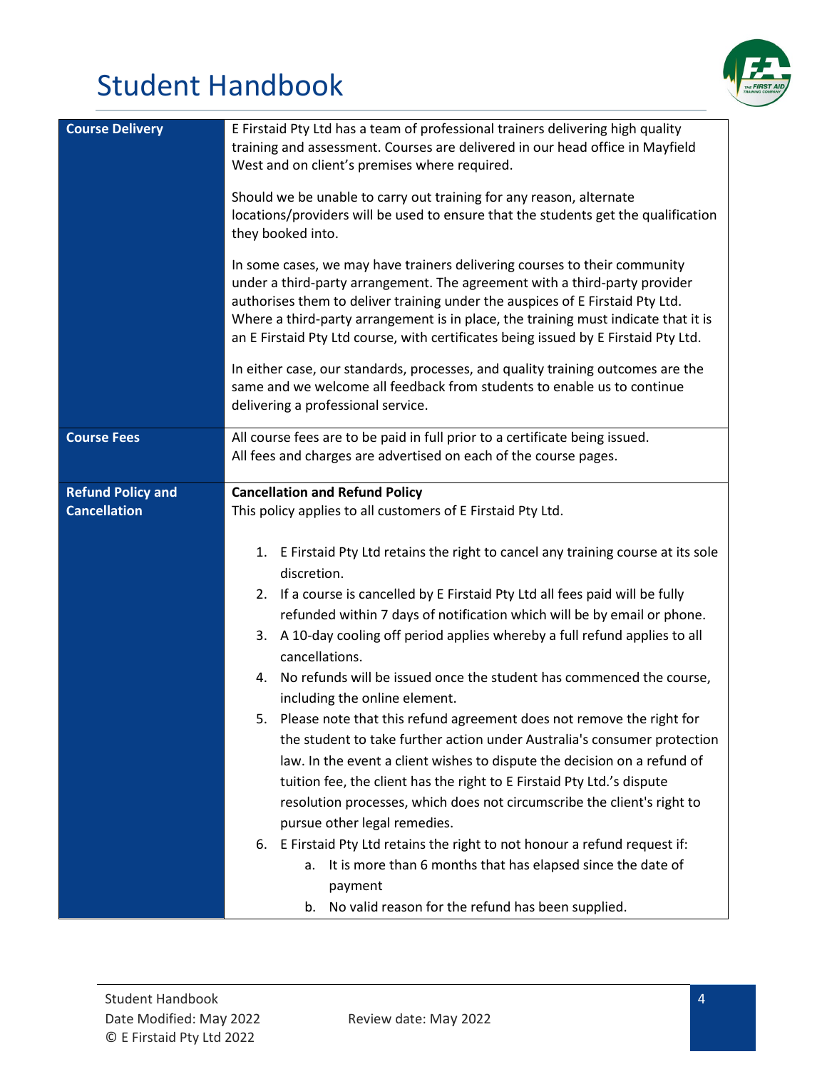| Course Delivery | E Firstaid Pty Ltd has a team of professional trainers delivering high quality training and assessment. Courses are delivered in our head office in Mayfield West and on client's premises where required.<br><br>Should we be unable to carry out training for any reason, alternate locations/providers will be used to ensure that the students get the qualification they booked into.<br><br>In some cases, we may have trainers delivering courses to their community under a third-party arrangement. The agreement with a third-party provider authorises them to deliver training under the auspices of E Firstaid Pty Ltd. Where a third-party arrangement is in place, the training must indicate that it is an E Firstaid Pty Ltd course, with certificates being issued by E Firstaid Pty Ltd.<br><br>In either case, our standards, processes, and quality training outcomes are the same and we welcome all feedback from students to enable us to continue delivering a professional service. |
|---|---|
| **Course Fees** | All course fees are to be paid in full prior to a certificate being issued.<br>All fees and charges are advertised on each of the course pages. |
| **Refund Policy and Cancellation** | **Cancellation and Refund Policy**<br>This policy applies to all customers of E Firstaid Pty Ltd.<br><br>1. E Firstaid Pty Ltd retains the right to cancel any training course at its sole discretion.<br>2. If a course is cancelled by E Firstaid Pty Ltd all fees paid will be fully refunded within 7 days of notification which will be by email or phone.<br>3. A 10-day cooling off period applies whereby a full refund applies to all cancellations.<br>4. No refunds will be issued once the student has commenced the course, including the online element.<br>5. Please note that this refund agreement does not remove the right for the student to take further action under Australia's consumer protection law. In the event a client wishes to dispute the decision on a refund of tuition fee, the client has the right to E Firstaid Pty Ltd.'s dispute resolution processes, which does not circumscribe the client's right to pursue other legal remedies.<br>6. E Firstaid Pty Ltd retains the right to not honour a refund request if:<br>&nbsp;&nbsp;&nbsp;&nbsp;a. It is more than 6 months that has elapsed since the date of payment<br>&nbsp;&nbsp;&nbsp;&nbsp;b. No valid reason for the refund has been supplied. |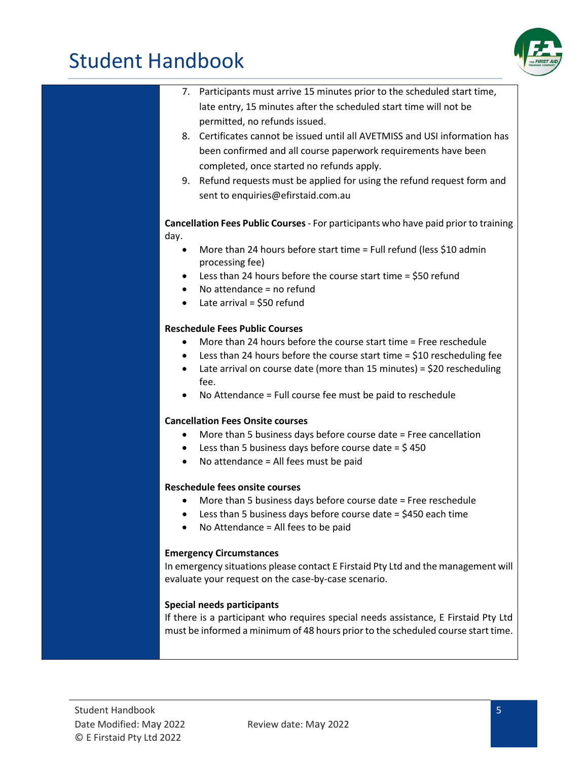7. Participants must arrive 15 minutes prior to the scheduled start time, late entry, 15 minutes after the scheduled start time will not be permitted, no refunds issued.
8. Certificates cannot be issued until all AVETMISS and USI information has been confirmed and all course paperwork requirements have been completed, once started no refunds apply.
9. Refund requests must be applied for using the refund request form and sent to enquiries@efirstaid.com.au

**Cancellation Fees Public Courses** - For participants who have paid prior to training day.

- More than 24 hours before start time = Full refund (less $10 admin processing fee)
- Less than 24 hours before the course start time = $50 refund
- No attendance = no refund
- Late arrival = $50 refund

**Reschedule Fees Public Courses**

- More than 24 hours before the course start time = Free reschedule
- Less than 24 hours before the course start time = $10 rescheduling fee
- Late arrival on course date (more than 15 minutes) = $20 rescheduling fee.
- No Attendance = Full course fee must be paid to reschedule

**Cancellation Fees Onsite courses**

- More than 5 business days before course date = Free cancellation
- Less than 5 business days before course date = $ 450
- No attendance = All fees must be paid

**Reschedule fees onsite courses**

- More than 5 business days before course date = Free reschedule
- Less than 5 business days before course date = $450 each time
- No Attendance = All fees to be paid

**Emergency Circumstances**

In emergency situations please contact E Firstaid Pty Ltd and the management will evaluate your request on the case-by-case scenario.

**Special needs participants**

If there is a participant who requires special needs assistance, E Firstaid Pty Ltd must be informed a minimum of 48 hours prior to the scheduled course start time.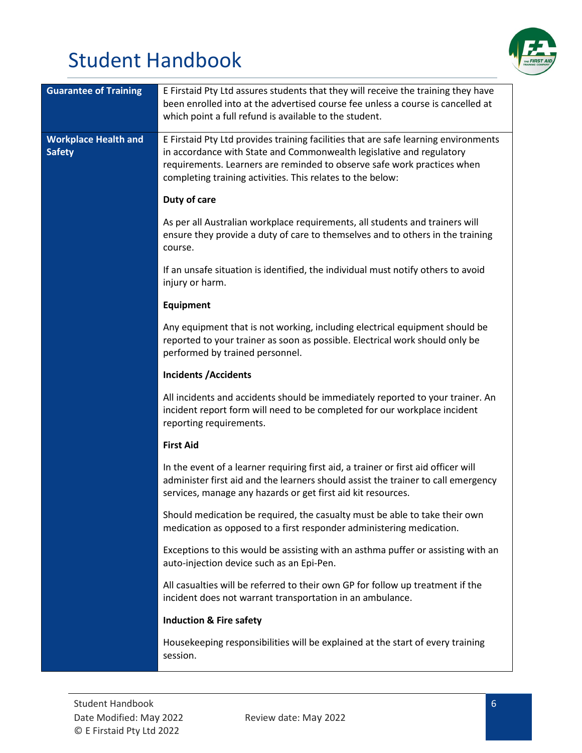| | |
|---|---|
| **Guarantee of Training** | E Firstaid Pty Ltd assures students that they will receive the training they have been enrolled into at the advertised course fee unless a course is cancelled at which point a full refund is available to the student. |
| **Workplace Health and Safety** | E Firstaid Pty Ltd provides training facilities that are safe learning environments in accordance with State and Commonwealth legislative and regulatory requirements. Learners are reminded to observe safe work practices when completing training activities. This relates to the below:<br><br>**Duty of care**<br><br>As per all Australian workplace requirements, all students and trainers will ensure they provide a duty of care to themselves and to others in the training course.<br><br>If an unsafe situation is identified, the individual must notify others to avoid injury or harm.<br><br>**Equipment**<br><br>Any equipment that is not working, including electrical equipment should be reported to your trainer as soon as possible. Electrical work should only be performed by trained personnel.<br><br>**Incidents /Accidents**<br><br>All incidents and accidents should be immediately reported to your trainer. An incident report form will need to be completed for our workplace incident reporting requirements.<br><br>**First Aid**<br><br>In the event of a learner requiring first aid, a trainer or first aid officer will administer first aid and the learners should assist the trainer to call emergency services, manage any hazards or get first aid kit resources.<br><br>Should medication be required, the casualty must be able to take their own medication as opposed to a first responder administering medication.<br><br>Exceptions to this would be assisting with an asthma puffer or assisting with an auto-injection device such as an Epi-Pen.<br><br>All casualties will be referred to their own GP for follow up treatment if the incident does not warrant transportation in an ambulance.<br><br>**Induction & Fire safety**<br><br>Housekeeping responsibilities will be explained at the start of every training session. |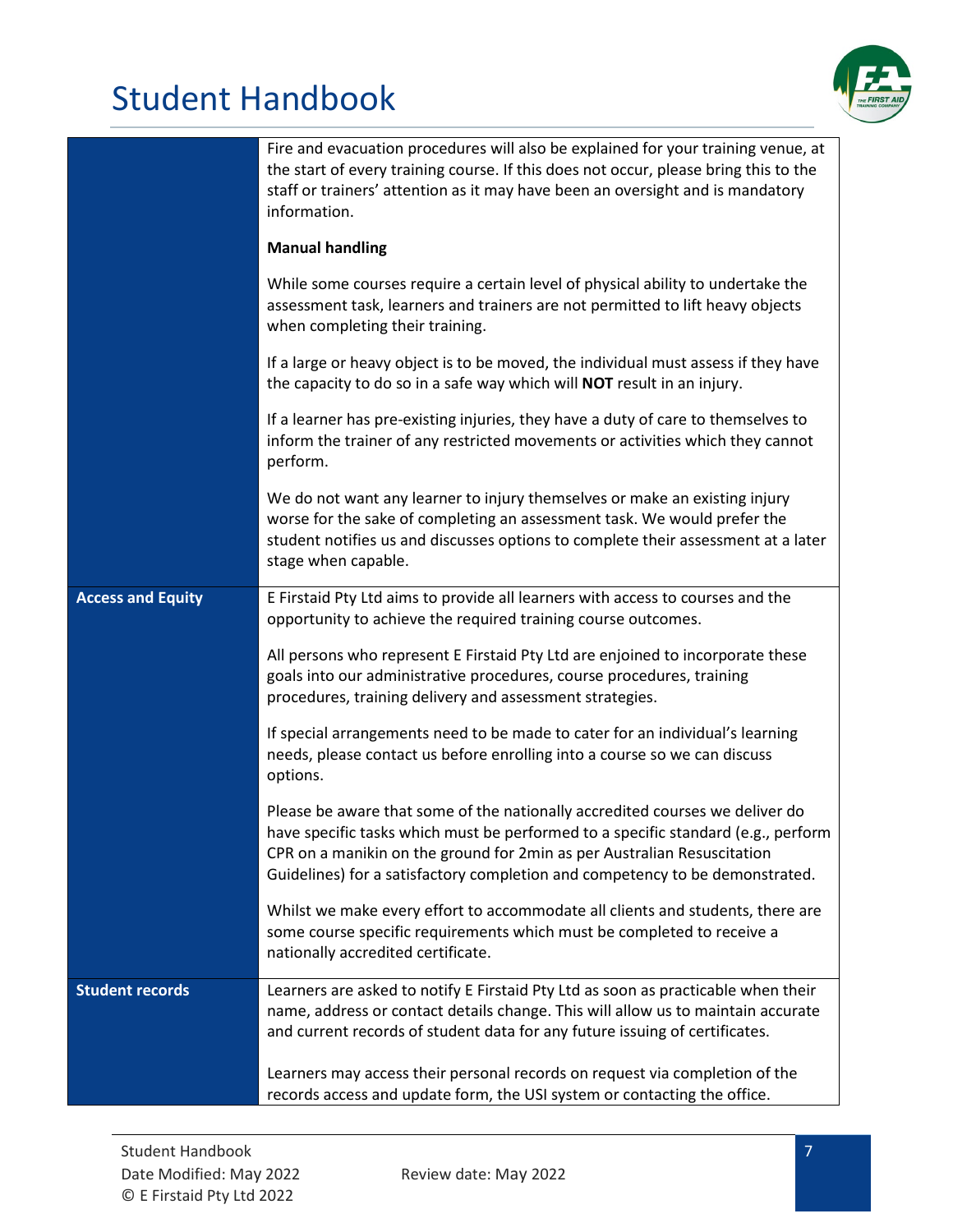| | |
|---|---|
| | Fire and evacuation procedures will also be explained for your training venue, at the start of every training course. If this does not occur, please bring this to the staff or trainers' attention as it may have been an oversight and is mandatory information.<br><br>**Manual handling**<br><br>While some courses require a certain level of physical ability to undertake the assessment task, learners and trainers are not permitted to lift heavy objects when completing their training.<br><br>If a large or heavy object is to be moved, the individual must assess if they have the capacity to do so in a safe way which will **NOT** result in an injury.<br><br>If a learner has pre-existing injuries, they have a duty of care to themselves to inform the trainer of any restricted movements or activities which they cannot perform.<br><br>We do not want any learner to injury themselves or make an existing injury worse for the sake of completing an assessment task. We would prefer the student notifies us and discusses options to complete their assessment at a later stage when capable. |
| **Access and Equity** | E Firstaid Pty Ltd aims to provide all learners with access to courses and the opportunity to achieve the required training course outcomes.<br><br>All persons who represent E Firstaid Pty Ltd are enjoined to incorporate these goals into our administrative procedures, course procedures, training procedures, training delivery and assessment strategies.<br><br>If special arrangements need to be made to cater for an individual's learning needs, please contact us before enrolling into a course so we can discuss options.<br><br>Please be aware that some of the nationally accredited courses we deliver do have specific tasks which must be performed to a specific standard (e.g., perform CPR on a manikin on the ground for 2min as per Australian Resuscitation Guidelines) for a satisfactory completion and competency to be demonstrated.<br><br>Whilst we make every effort to accommodate all clients and students, there are some course specific requirements which must be completed to receive a nationally accredited certificate. |
| **Student records** | Learners are asked to notify E Firstaid Pty Ltd as soon as practicable when their name, address or contact details change. This will allow us to maintain accurate and current records of student data for any future issuing of certificates.<br><br>Learners may access their personal records on request via completion of the records access and update form, the USI system or contacting the office. |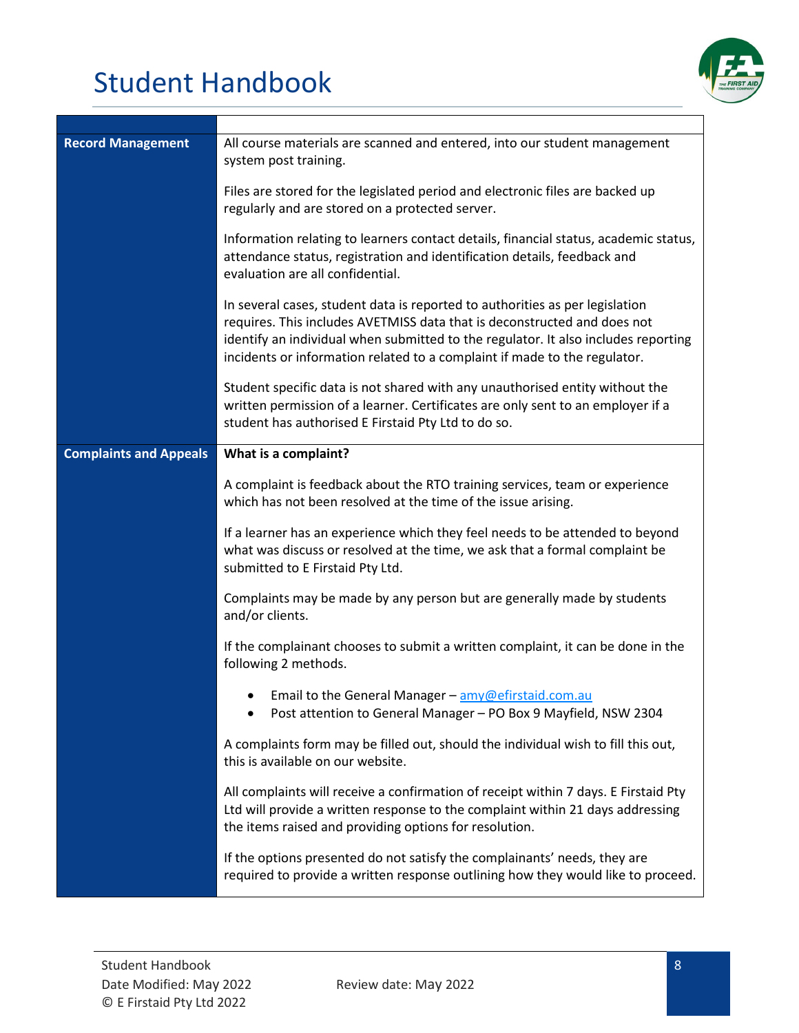| | |
|---|---|
| **Record Management** | All course materials are scanned and entered, into our student management system post training.<br><br>Files are stored for the legislated period and electronic files are backed up regularly and are stored on a protected server.<br><br>Information relating to learners contact details, financial status, academic status, attendance status, registration and identification details, feedback and evaluation are all confidential.<br><br>In several cases, student data is reported to authorities as per legislation requires. This includes AVETMISS data that is deconstructed and does not identify an individual when submitted to the regulator. It also includes reporting incidents or information related to a complaint if made to the regulator.<br><br>Student specific data is not shared with any unauthorised entity without the written permission of a learner. Certificates are only sent to an employer if a student has authorised E Firstaid Pty Ltd to do so. |
| **Complaints and Appeals** | **What is a complaint?**<br><br>A complaint is feedback about the RTO training services, team or experience which has not been resolved at the time of the issue arising.<br><br>If a learner has an experience which they feel needs to be attended to beyond what was discuss or resolved at the time, we ask that a formal complaint be submitted to E Firstaid Pty Ltd.<br><br>Complaints may be made by any person but are generally made by students and/or clients.<br><br>If the complainant chooses to submit a written complaint, it can be done in the following 2 methods.<br><br>• Email to the General Manager – amy@efirstaid.com.au<br>• Post attention to General Manager – PO Box 9 Mayfield, NSW 2304<br><br>A complaints form may be filled out, should the individual wish to fill this out, this is available on our website.<br><br>All complaints will receive a confirmation of receipt within 7 days. E Firstaid Pty Ltd will provide a written response to the complaint within 21 days addressing the items raised and providing options for resolution.<br><br>If the options presented do not satisfy the complainants' needs, they are required to provide a written response outlining how they would like to proceed. |

Student Handbook
Date Modified: May 2022 Review date: May 2022
© E Firstaid Pty Ltd 2022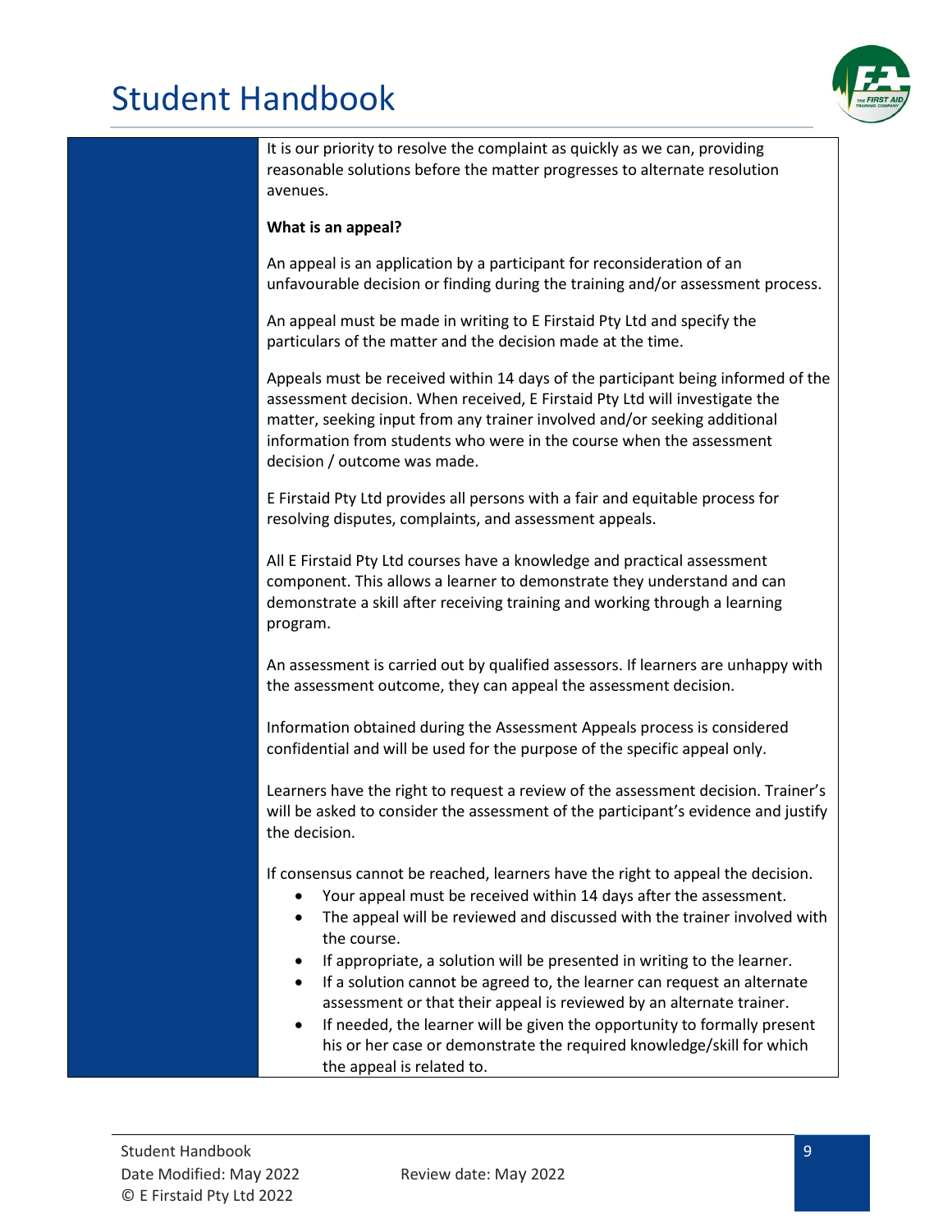It is our priority to resolve the complaint as quickly as we can, providing reasonable solutions before the matter progresses to alternate resolution avenues.

**What is an appeal?**

An appeal is an application by a participant for reconsideration of an unfavourable decision or finding during the training and/or assessment process.

An appeal must be made in writing to E Firstaid Pty Ltd and specify the particulars of the matter and the decision made at the time.

Appeals must be received within 14 days of the participant being informed of the assessment decision. When received, E Firstaid Pty Ltd will investigate the matter, seeking input from any trainer involved and/or seeking additional information from students who were in the course when the assessment decision / outcome was made.

E Firstaid Pty Ltd provides all persons with a fair and equitable process for resolving disputes, complaints, and assessment appeals.

All E Firstaid Pty Ltd courses have a knowledge and practical assessment component. This allows a learner to demonstrate they understand and can demonstrate a skill after receiving training and working through a learning program.

An assessment is carried out by qualified assessors. If learners are unhappy with the assessment outcome, they can appeal the assessment decision.

Information obtained during the Assessment Appeals process is considered confidential and will be used for the purpose of the specific appeal only.

Learners have the right to request a review of the assessment decision. Trainer's will be asked to consider the assessment of the participant's evidence and justify the decision.

If consensus cannot be reached, learners have the right to appeal the decision.

- Your appeal must be received within 14 days after the assessment.
- The appeal will be reviewed and discussed with the trainer involved with the course.
- If appropriate, a solution will be presented in writing to the learner.
- If a solution cannot be agreed to, the learner can request an alternate assessment or that their appeal is reviewed by an alternate trainer.
- If needed, the learner will be given the opportunity to formally present his or her case or demonstrate the required knowledge/skill for which the appeal is related to.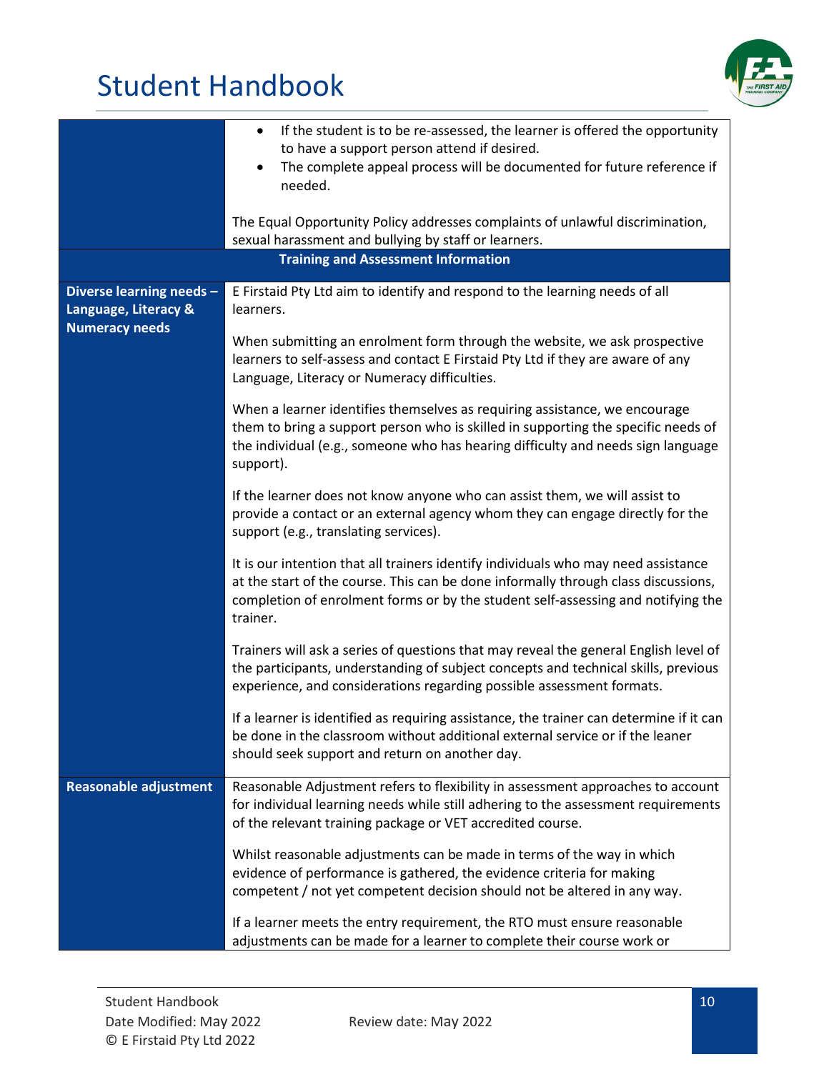| | |
|---|---|
| | • If the student is to be re-assessed, the learner is offered the opportunity to have a support person attend if desired.<br>• The complete appeal process will be documented for future reference if needed.<br><br>The Equal Opportunity Policy addresses complaints of unlawful discrimination, sexual harassment and bullying by staff or learners. |
| **Training and Assessment Information** | |
| **Diverse learning needs – Language, Literacy & Numeracy needs** | E Firstaid Pty Ltd aim to identify and respond to the learning needs of all learners.<br><br>When submitting an enrolment form through the website, we ask prospective learners to self-assess and contact E Firstaid Pty Ltd if they are aware of any Language, Literacy or Numeracy difficulties.<br><br>When a learner identifies themselves as requiring assistance, we encourage them to bring a support person who is skilled in supporting the specific needs of the individual (e.g., someone who has hearing difficulty and needs sign language support).<br><br>If the learner does not know anyone who can assist them, we will assist to provide a contact or an external agency whom they can engage directly for the support (e.g., translating services).<br><br>It is our intention that all trainers identify individuals who may need assistance at the start of the course. This can be done informally through class discussions, completion of enrolment forms or by the student self-assessing and notifying the trainer.<br><br>Trainers will ask a series of questions that may reveal the general English level of the participants, understanding of subject concepts and technical skills, previous experience, and considerations regarding possible assessment formats.<br><br>If a learner is identified as requiring assistance, the trainer can determine if it can be done in the classroom without additional external service or if the leaner should seek support and return on another day. |
| **Reasonable adjustment** | Reasonable Adjustment refers to flexibility in assessment approaches to account for individual learning needs while still adhering to the assessment requirements of the relevant training package or VET accredited course.<br><br>Whilst reasonable adjustments can be made in terms of the way in which evidence of performance is gathered, the evidence criteria for making competent / not yet competent decision should not be altered in any way.<br><br>If a learner meets the entry requirement, the RTO must ensure reasonable adjustments can be made for a learner to complete their course work or |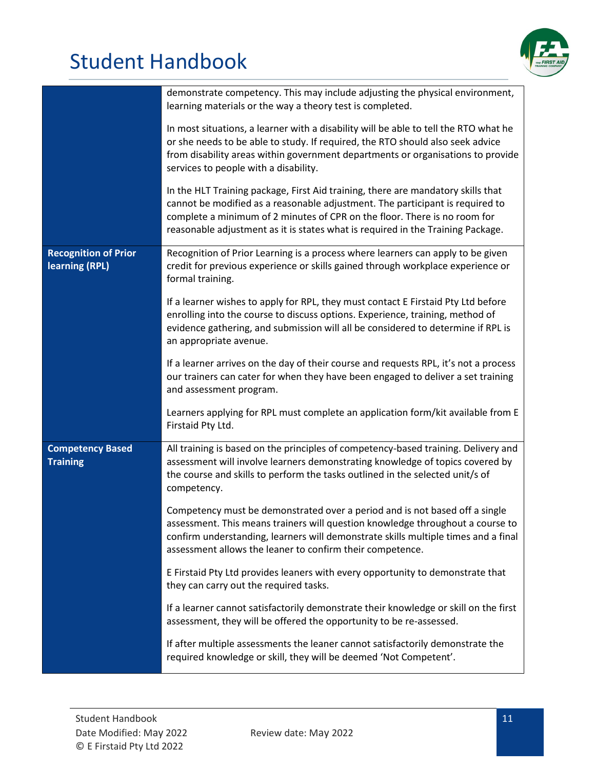| | |
|---|---|
| | demonstrate competency. This may include adjusting the physical environment, learning materials or the way a theory test is completed.<br><br>In most situations, a learner with a disability will be able to tell the RTO what he or she needs to be able to study. If required, the RTO should also seek advice from disability areas within government departments or organisations to provide services to people with a disability.<br><br>In the HLT Training package, First Aid training, there are mandatory skills that cannot be modified as a reasonable adjustment. The participant is required to complete a minimum of 2 minutes of CPR on the floor. There is no room for reasonable adjustment as it is states what is required in the Training Package. |
| **Recognition of Prior learning (RPL)** | Recognition of Prior Learning is a process where learners can apply to be given credit for previous experience or skills gained through workplace experience or formal training.<br><br>If a learner wishes to apply for RPL, they must contact E Firstaid Pty Ltd before enrolling into the course to discuss options. Experience, training, method of evidence gathering, and submission will all be considered to determine if RPL is an appropriate avenue.<br><br>If a learner arrives on the day of their course and requests RPL, it's not a process our trainers can cater for when they have been engaged to deliver a set training and assessment program.<br><br>Learners applying for RPL must complete an application form/kit available from E Firstaid Pty Ltd. |
| **Competency Based Training** | All training is based on the principles of competency-based training. Delivery and assessment will involve learners demonstrating knowledge of topics covered by the course and skills to perform the tasks outlined in the selected unit/s of competency.<br><br>Competency must be demonstrated over a period and is not based off a single assessment. This means trainers will question knowledge throughout a course to confirm understanding, learners will demonstrate skills multiple times and a final assessment allows the leaner to confirm their competence.<br><br>E Firstaid Pty Ltd provides leaners with every opportunity to demonstrate that they can carry out the required tasks.<br><br>If a learner cannot satisfactorily demonstrate their knowledge or skill on the first assessment, they will be offered the opportunity to be re-assessed.<br><br>If after multiple assessments the leaner cannot satisfactorily demonstrate the required knowledge or skill, they will be deemed 'Not Competent'. |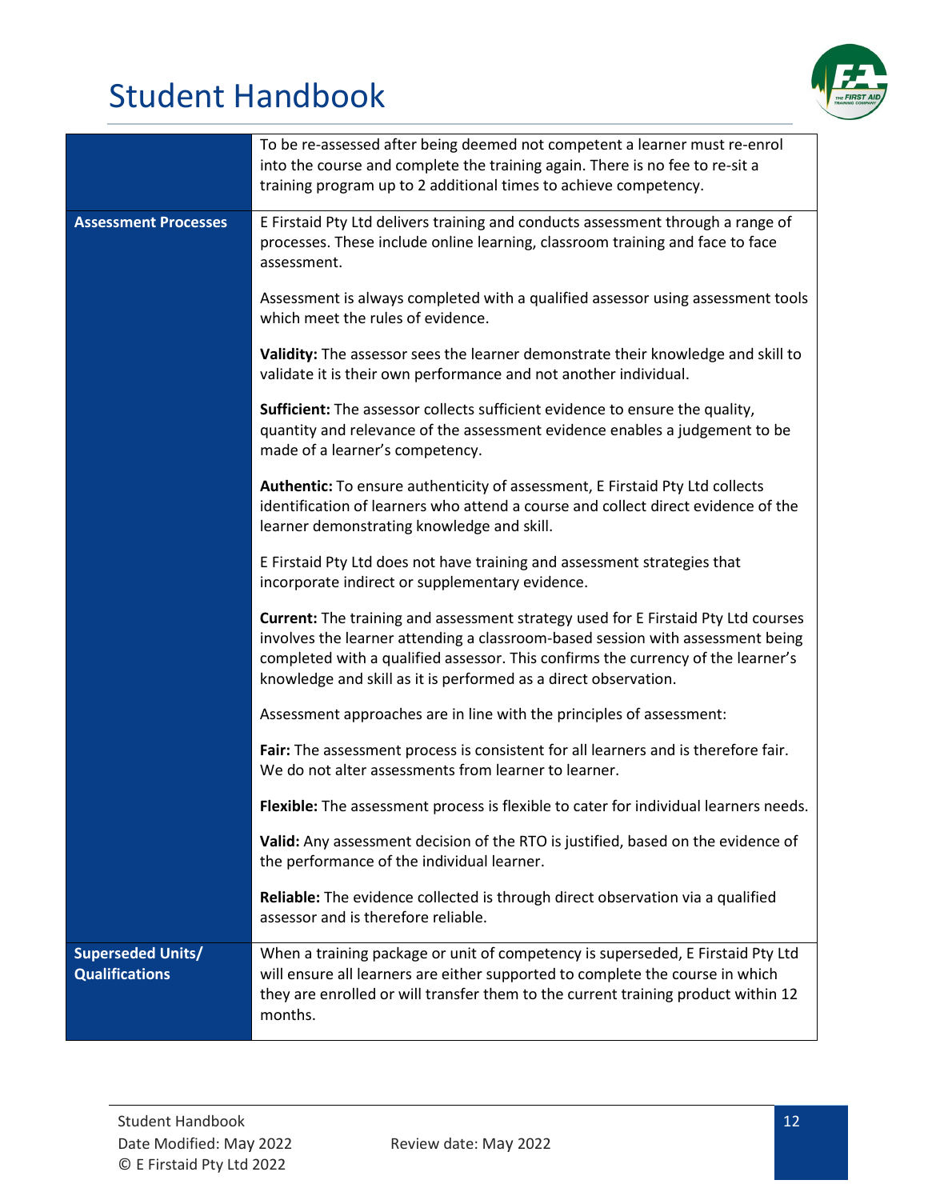| | |
|---|---|
| | To be re-assessed after being deemed not competent a learner must re-enrol into the course and complete the training again. There is no fee to re-sit a training program up to 2 additional times to achieve competency. |
| **Assessment Processes** | E Firstaid Pty Ltd delivers training and conducts assessment through a range of processes. These include online learning, classroom training and face to face assessment.<br><br>Assessment is always completed with a qualified assessor using assessment tools which meet the rules of evidence.<br><br>**Validity:** The assessor sees the learner demonstrate their knowledge and skill to validate it is their own performance and not another individual.<br><br>**Sufficient:** The assessor collects sufficient evidence to ensure the quality, quantity and relevance of the assessment evidence enables a judgement to be made of a learner's competency.<br><br>**Authentic:** To ensure authenticity of assessment, E Firstaid Pty Ltd collects identification of learners who attend a course and collect direct evidence of the learner demonstrating knowledge and skill.<br><br>E Firstaid Pty Ltd does not have training and assessment strategies that incorporate indirect or supplementary evidence.<br><br>**Current:** The training and assessment strategy used for E Firstaid Pty Ltd courses involves the learner attending a classroom-based session with assessment being completed with a qualified assessor. This confirms the currency of the learner's knowledge and skill as it is performed as a direct observation.<br><br>Assessment approaches are in line with the principles of assessment:<br><br>**Fair:** The assessment process is consistent for all learners and is therefore fair. We do not alter assessments from learner to learner.<br><br>**Flexible:** The assessment process is flexible to cater for individual learners needs.<br><br>**Valid:** Any assessment decision of the RTO is justified, based on the evidence of the performance of the individual learner.<br><br>**Reliable:** The evidence collected is through direct observation via a qualified assessor and is therefore reliable. |
| **Superseded Units/ Qualifications** | When a training package or unit of competency is superseded, E Firstaid Pty Ltd will ensure all learners are either supported to complete the course in which they are enrolled or will transfer them to the current training product within 12 months. |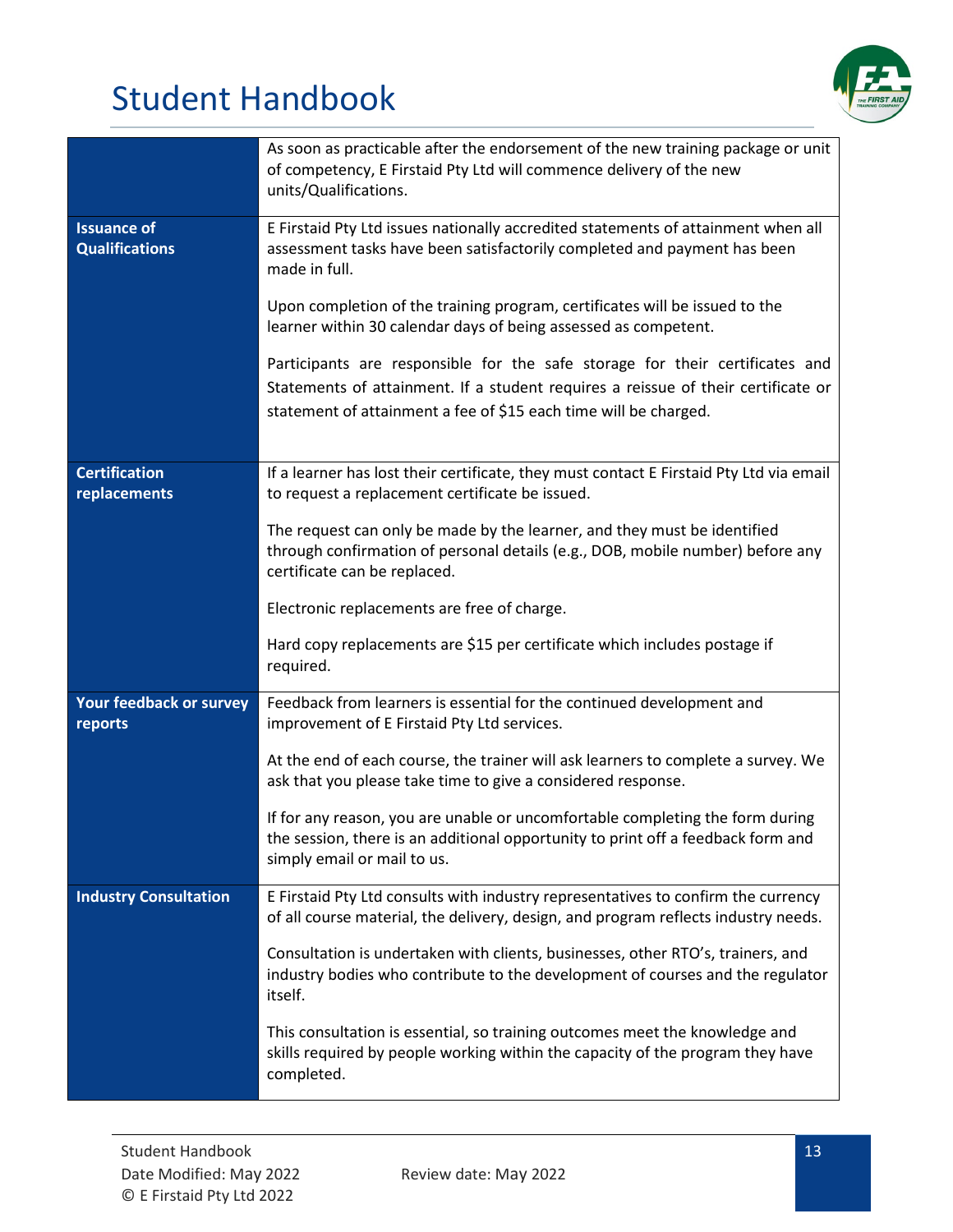|  |  |
|---|---|
|  | As soon as practicable after the endorsement of the new training package or unit of competency, E Firstaid Pty Ltd will commence delivery of the new units/Qualifications. |
| **Issuance of Qualifications** | E Firstaid Pty Ltd issues nationally accredited statements of attainment when all assessment tasks have been satisfactorily completed and payment has been made in full.<br><br>Upon completion of the training program, certificates will be issued to the learner within 30 calendar days of being assessed as competent.<br><br>Participants are responsible for the safe storage for their certificates and Statements of attainment. If a student requires a reissue of their certificate or statement of attainment a fee of $15 each time will be charged. |
| **Certification replacements** | If a learner has lost their certificate, they must contact E Firstaid Pty Ltd via email to request a replacement certificate be issued.<br><br>The request can only be made by the learner, and they must be identified through confirmation of personal details (e.g., DOB, mobile number) before any certificate can be replaced.<br><br>Electronic replacements are free of charge.<br><br>Hard copy replacements are $15 per certificate which includes postage if required. |
| **Your feedback or survey reports** | Feedback from learners is essential for the continued development and improvement of E Firstaid Pty Ltd services.<br><br>At the end of each course, the trainer will ask learners to complete a survey. We ask that you please take time to give a considered response.<br><br>If for any reason, you are unable or uncomfortable completing the form during the session, there is an additional opportunity to print off a feedback form and simply email or mail to us. |
| **Industry Consultation** | E Firstaid Pty Ltd consults with industry representatives to confirm the currency of all course material, the delivery, design, and program reflects industry needs.<br><br>Consultation is undertaken with clients, businesses, other RTO's, trainers, and industry bodies who contribute to the development of courses and the regulator itself.<br><br>This consultation is essential, so training outcomes meet the knowledge and skills required by people working within the capacity of the program they have completed. |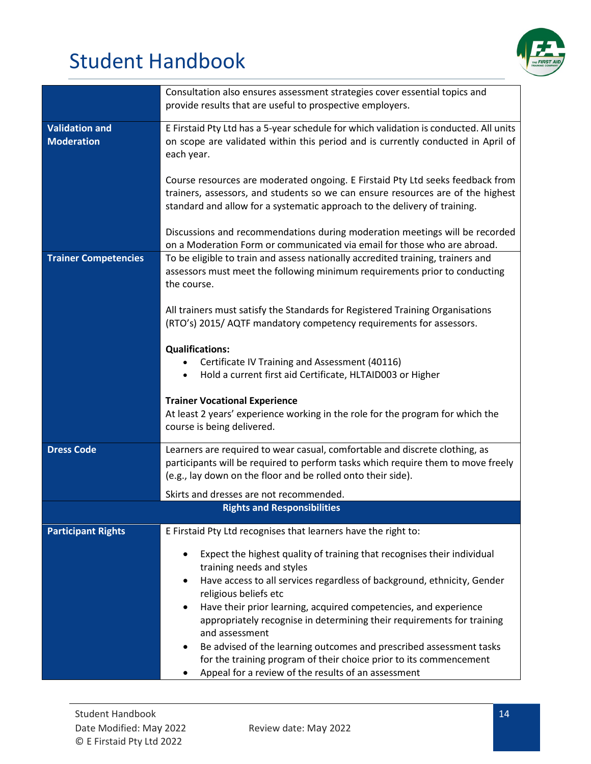| | |
|---|---|
| | Consultation also ensures assessment strategies cover essential topics and provide results that are useful to prospective employers. |
| **Validation and Moderation** | E Firstaid Pty Ltd has a 5-year schedule for which validation is conducted. All units on scope are validated within this period and is currently conducted in April of each year.<br><br>Course resources are moderated ongoing. E Firstaid Pty Ltd seeks feedback from trainers, assessors, and students so we can ensure resources are of the highest standard and allow for a systematic approach to the delivery of training.<br><br>Discussions and recommendations during moderation meetings will be recorded on a Moderation Form or communicated via email for those who are abroad. |
| **Trainer Competencies** | To be eligible to train and assess nationally accredited training, trainers and assessors must meet the following minimum requirements prior to conducting the course.<br><br>All trainers must satisfy the Standards for Registered Training Organisations (RTO's) 2015/ AQTF mandatory competency requirements for assessors.<br><br>**Qualifications:**<br>• Certificate IV Training and Assessment (40116)<br>• Hold a current first aid Certificate, HLTAID003 or Higher<br><br>**Trainer Vocational Experience**<br>At least 2 years' experience working in the role for the program for which the course is being delivered. |
| **Dress Code** | Learners are required to wear casual, comfortable and discrete clothing, as participants will be required to perform tasks which require them to move freely (e.g., lay down on the floor and be rolled onto their side).<br><br>Skirts and dresses are not recommended. |
| **Rights and Responsibilities** | |
| **Participant Rights** | E Firstaid Pty Ltd recognises that learners have the right to:<br><br>• Expect the highest quality of training that recognises their individual training needs and styles<br>• Have access to all services regardless of background, ethnicity, Gender religious beliefs etc<br>• Have their prior learning, acquired competencies, and experience appropriately recognise in determining their requirements for training and assessment<br>• Be advised of the learning outcomes and prescribed assessment tasks for the training program of their choice prior to its commencement<br>• Appeal for a review of the results of an assessment |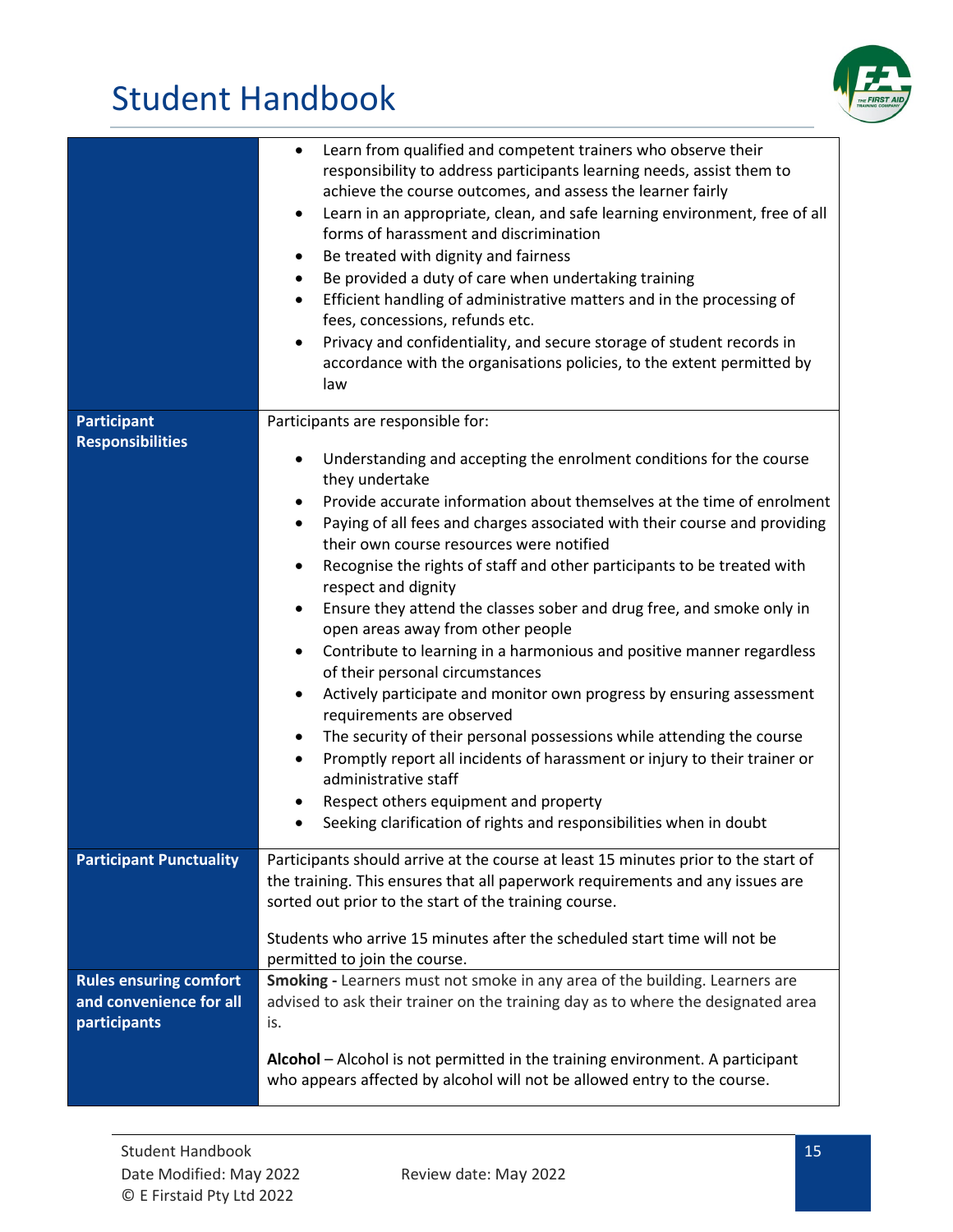| | |
|---|---|
| | • Learn from qualified and competent trainers who observe their responsibility to address participants learning needs, assist them to achieve the course outcomes, and assess the learner fairly<br>• Learn in an appropriate, clean, and safe learning environment, free of all forms of harassment and discrimination<br>• Be treated with dignity and fairness<br>• Be provided a duty of care when undertaking training<br>• Efficient handling of administrative matters and in the processing of fees, concessions, refunds etc.<br>• Privacy and confidentiality, and secure storage of student records in accordance with the organisations policies, to the extent permitted by law |
| **Participant Responsibilities** | Participants are responsible for:<br><br>• Understanding and accepting the enrolment conditions for the course they undertake<br>• Provide accurate information about themselves at the time of enrolment<br>• Paying of all fees and charges associated with their course and providing their own course resources were notified<br>• Recognise the rights of staff and other participants to be treated with respect and dignity<br>• Ensure they attend the classes sober and drug free, and smoke only in open areas away from other people<br>• Contribute to learning in a harmonious and positive manner regardless of their personal circumstances<br>• Actively participate and monitor own progress by ensuring assessment requirements are observed<br>• The security of their personal possessions while attending the course<br>• Promptly report all incidents of harassment or injury to their trainer or administrative staff<br>• Respect others equipment and property<br>• Seeking clarification of rights and responsibilities when in doubt |
| **Participant Punctuality** | Participants should arrive at the course at least 15 minutes prior to the start of the training. This ensures that all paperwork requirements and any issues are sorted out prior to the start of the training course.<br><br>Students who arrive 15 minutes after the scheduled start time will not be permitted to join the course. |
| **Rules ensuring comfort and convenience for all participants** | **Smoking -** Learners must not smoke in any area of the building. Learners are advised to ask their trainer on the training day as to where the designated area is.<br><br>**Alcohol** – Alcohol is not permitted in the training environment. A participant who appears affected by alcohol will not be allowed entry to the course. |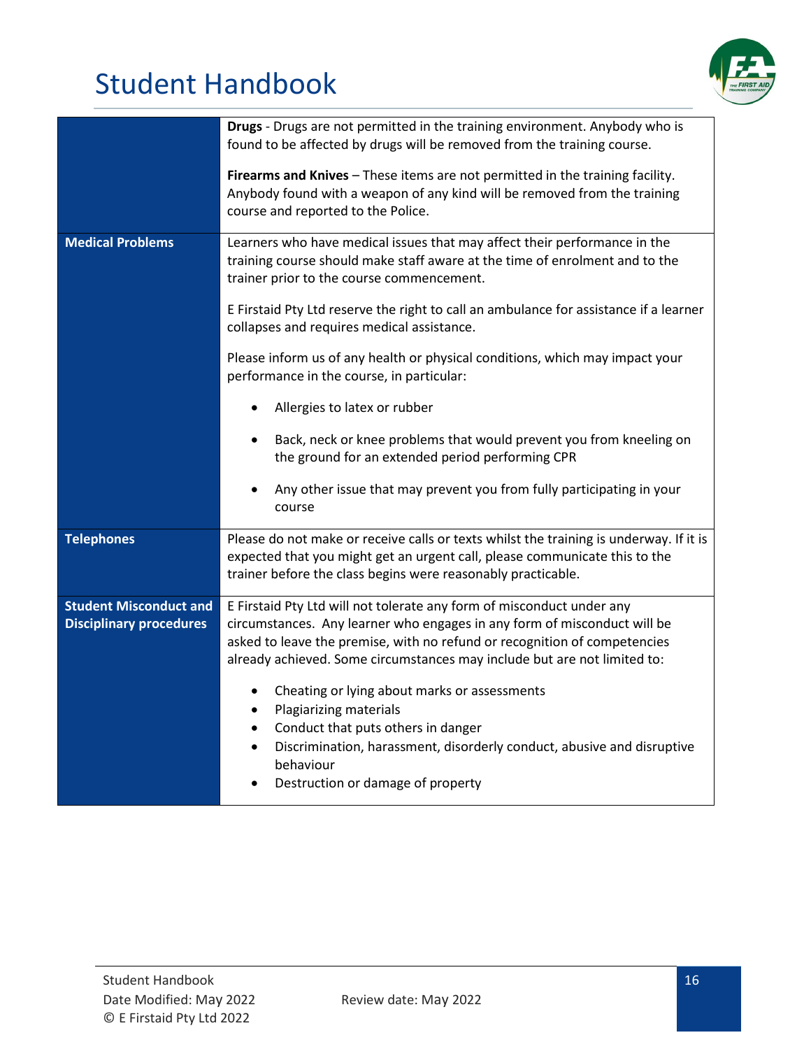| | |
|---|---|
| | **Drugs** - Drugs are not permitted in the training environment. Anybody who is found to be affected by drugs will be removed from the training course.<br><br>**Firearms and Knives** – These items are not permitted in the training facility. Anybody found with a weapon of any kind will be removed from the training course and reported to the Police. |
| **Medical Problems** | Learners who have medical issues that may affect their performance in the training course should make staff aware at the time of enrolment and to the trainer prior to the course commencement.<br><br>E Firstaid Pty Ltd reserve the right to call an ambulance for assistance if a learner collapses and requires medical assistance.<br><br>Please inform us of any health or physical conditions, which may impact your performance in the course, in particular:<br><br>• Allergies to latex or rubber<br><br>• Back, neck or knee problems that would prevent you from kneeling on the ground for an extended period performing CPR<br><br>• Any other issue that may prevent you from fully participating in your course |
| **Telephones** | Please do not make or receive calls or texts whilst the training is underway. If it is expected that you might get an urgent call, please communicate this to the trainer before the class begins were reasonably practicable. |
| **Student Misconduct and Disciplinary procedures** | E Firstaid Pty Ltd will not tolerate any form of misconduct under any circumstances. Any learner who engages in any form of misconduct will be asked to leave the premise, with no refund or recognition of competencies already achieved. Some circumstances may include but are not limited to:<br><br>• Cheating or lying about marks or assessments<br>• Plagiarizing materials<br>• Conduct that puts others in danger<br>• Discrimination, harassment, disorderly conduct, abusive and disruptive behaviour<br>• Destruction or damage of property |